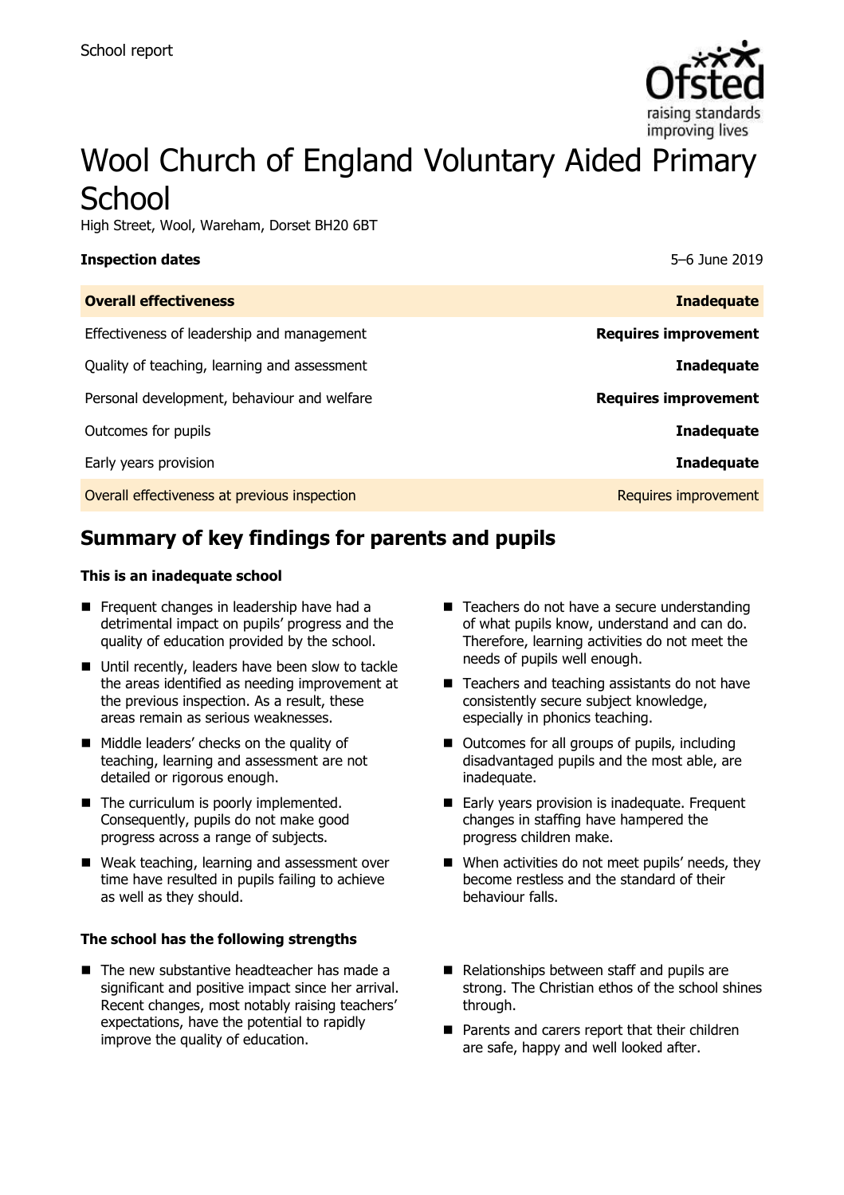School report

# Wool Church of England Voluntary Aided Primary School

High Street, Wool, Wareham, Dorset BH20 6BT

| **Inspection dates** | 5–6 June 2019 |
| --- | --- |
| **Overall effectiveness** | **Inadequate** |
| Effectiveness of leadership and management | **Requires improvement** |
| Quality of teaching, learning and assessment | **Inadequate** |
| Personal development, behaviour and welfare | **Requires improvement** |
| Outcomes for pupils | **Inadequate** |
| Early years provision | **Inadequate** |
| Overall effectiveness at previous inspection | Requires improvement |

## Summary of key findings for parents and pupils

**This is an inadequate school**

- Frequent changes in leadership have had a detrimental impact on pupils' progress and the quality of education provided by the school.
- Until recently, leaders have been slow to tackle the areas identified as needing improvement at the previous inspection. As a result, these areas remain as serious weaknesses.
- Middle leaders' checks on the quality of teaching, learning and assessment are not detailed or rigorous enough.
- The curriculum is poorly implemented. Consequently, pupils do not make good progress across a range of subjects.
- Weak teaching, learning and assessment over time have resulted in pupils failing to achieve as well as they should.
- Teachers do not have a secure understanding of what pupils know, understand and can do. Therefore, learning activities do not meet the needs of pupils well enough.
- Teachers and teaching assistants do not have consistently secure subject knowledge, especially in phonics teaching.
- Outcomes for all groups of pupils, including disadvantaged pupils and the most able, are inadequate.
- Early years provision is inadequate. Frequent changes in staffing have hampered the progress children make.
- When activities do not meet pupils' needs, they become restless and the standard of their behaviour falls.

**The school has the following strengths**

- The new substantive headteacher has made a significant and positive impact since her arrival. Recent changes, most notably raising teachers' expectations, have the potential to rapidly improve the quality of education.
- Relationships between staff and pupils are strong. The Christian ethos of the school shines through.
- Parents and carers report that their children are safe, happy and well looked after.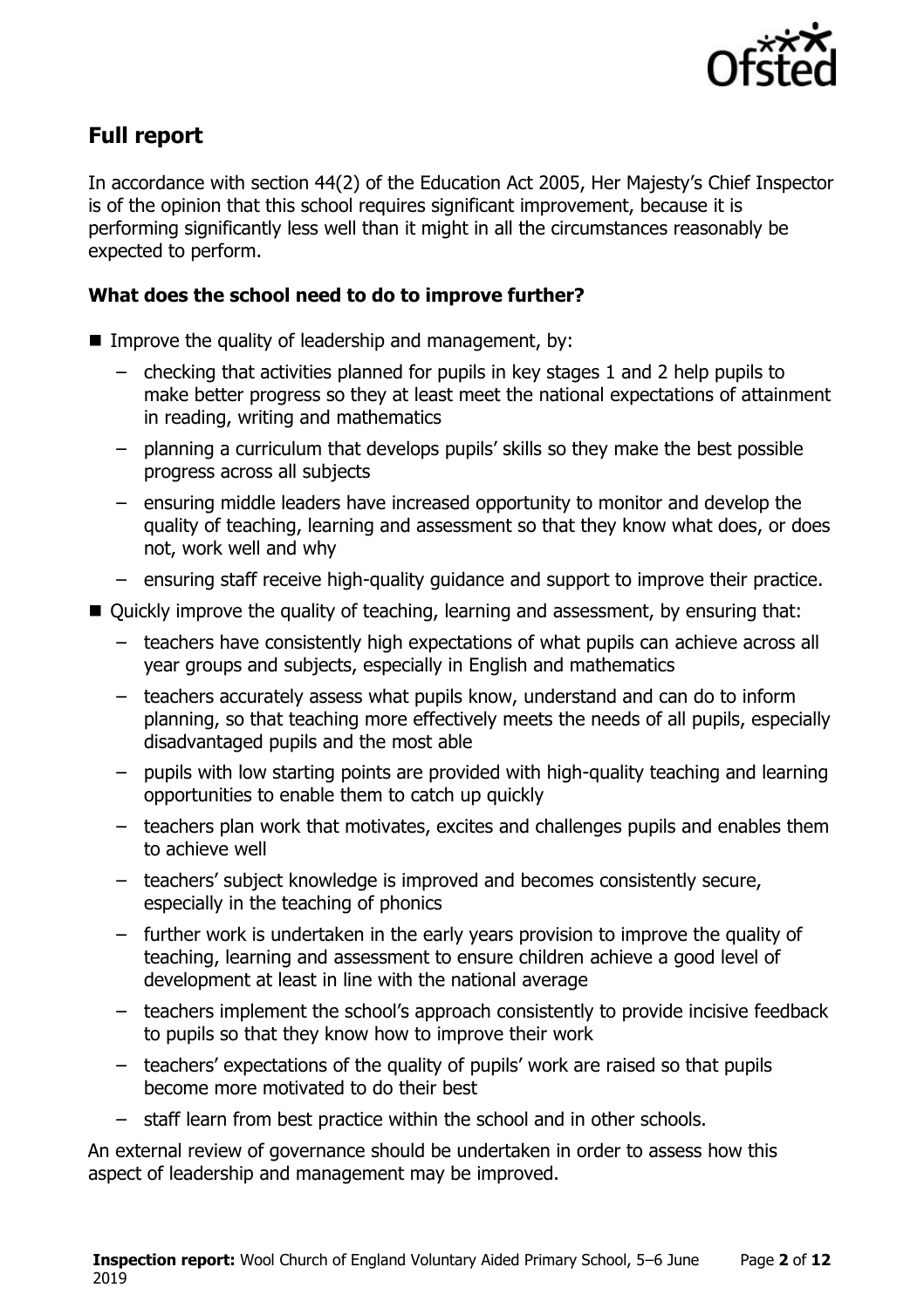## Full report

In accordance with section 44(2) of the Education Act 2005, Her Majesty's Chief Inspector is of the opinion that this school requires significant improvement, because it is performing significantly less well than it might in all the circumstances reasonably be expected to perform.

### What does the school need to do to improve further?

- Improve the quality of leadership and management, by:
  - checking that activities planned for pupils in key stages 1 and 2 help pupils to make better progress so they at least meet the national expectations of attainment in reading, writing and mathematics
  - planning a curriculum that develops pupils' skills so they make the best possible progress across all subjects
  - ensuring middle leaders have increased opportunity to monitor and develop the quality of teaching, learning and assessment so that they know what does, or does not, work well and why
  - ensuring staff receive high-quality guidance and support to improve their practice.
- Quickly improve the quality of teaching, learning and assessment, by ensuring that:
  - teachers have consistently high expectations of what pupils can achieve across all year groups and subjects, especially in English and mathematics
  - teachers accurately assess what pupils know, understand and can do to inform planning, so that teaching more effectively meets the needs of all pupils, especially disadvantaged pupils and the most able
  - pupils with low starting points are provided with high-quality teaching and learning opportunities to enable them to catch up quickly
  - teachers plan work that motivates, excites and challenges pupils and enables them to achieve well
  - teachers' subject knowledge is improved and becomes consistently secure, especially in the teaching of phonics
  - further work is undertaken in the early years provision to improve the quality of teaching, learning and assessment to ensure children achieve a good level of development at least in line with the national average
  - teachers implement the school's approach consistently to provide incisive feedback to pupils so that they know how to improve their work
  - teachers' expectations of the quality of pupils' work are raised so that pupils become more motivated to do their best
  - staff learn from best practice within the school and in other schools.

An external review of governance should be undertaken in order to assess how this aspect of leadership and management may be improved.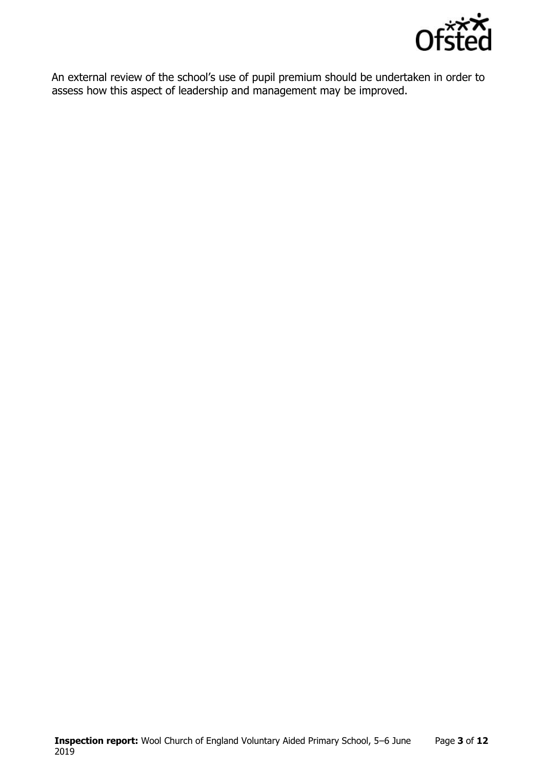An external review of the school's use of pupil premium should be undertaken in order to assess how this aspect of leadership and management may be improved.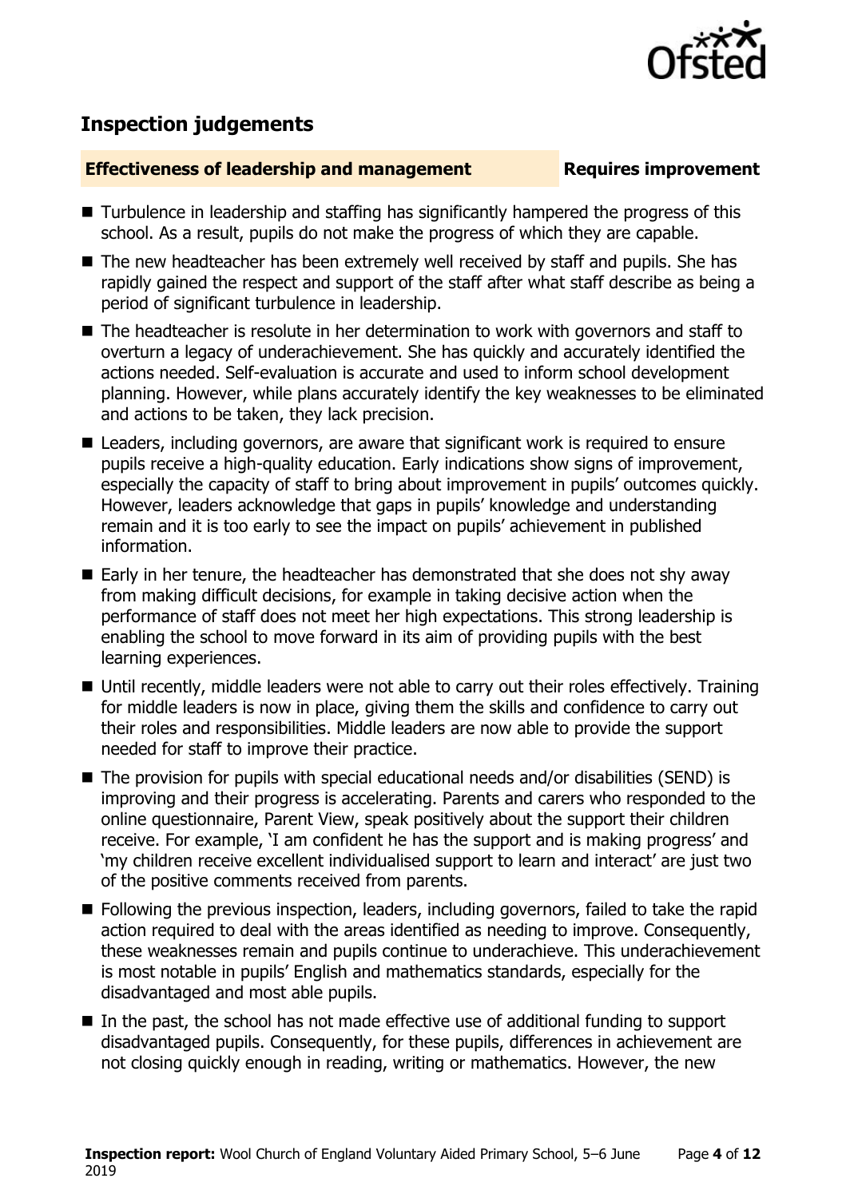## Inspection judgements

| **Effectiveness of leadership and management** | **Requires improvement** |
| --- | --- |

- Turbulence in leadership and staffing has significantly hampered the progress of this school. As a result, pupils do not make the progress of which they are capable.
- The new headteacher has been extremely well received by staff and pupils. She has rapidly gained the respect and support of the staff after what staff describe as being a period of significant turbulence in leadership.
- The headteacher is resolute in her determination to work with governors and staff to overturn a legacy of underachievement. She has quickly and accurately identified the actions needed. Self-evaluation is accurate and used to inform school development planning. However, while plans accurately identify the key weaknesses to be eliminated and actions to be taken, they lack precision.
- Leaders, including governors, are aware that significant work is required to ensure pupils receive a high-quality education. Early indications show signs of improvement, especially the capacity of staff to bring about improvement in pupils' outcomes quickly. However, leaders acknowledge that gaps in pupils' knowledge and understanding remain and it is too early to see the impact on pupils' achievement in published information.
- Early in her tenure, the headteacher has demonstrated that she does not shy away from making difficult decisions, for example in taking decisive action when the performance of staff does not meet her high expectations. This strong leadership is enabling the school to move forward in its aim of providing pupils with the best learning experiences.
- Until recently, middle leaders were not able to carry out their roles effectively. Training for middle leaders is now in place, giving them the skills and confidence to carry out their roles and responsibilities. Middle leaders are now able to provide the support needed for staff to improve their practice.
- The provision for pupils with special educational needs and/or disabilities (SEND) is improving and their progress is accelerating. Parents and carers who responded to the online questionnaire, Parent View, speak positively about the support their children receive. For example, 'I am confident he has the support and is making progress' and 'my children receive excellent individualised support to learn and interact' are just two of the positive comments received from parents.
- Following the previous inspection, leaders, including governors, failed to take the rapid action required to deal with the areas identified as needing to improve. Consequently, these weaknesses remain and pupils continue to underachieve. This underachievement is most notable in pupils' English and mathematics standards, especially for the disadvantaged and most able pupils.
- In the past, the school has not made effective use of additional funding to support disadvantaged pupils. Consequently, for these pupils, differences in achievement are not closing quickly enough in reading, writing or mathematics. However, the new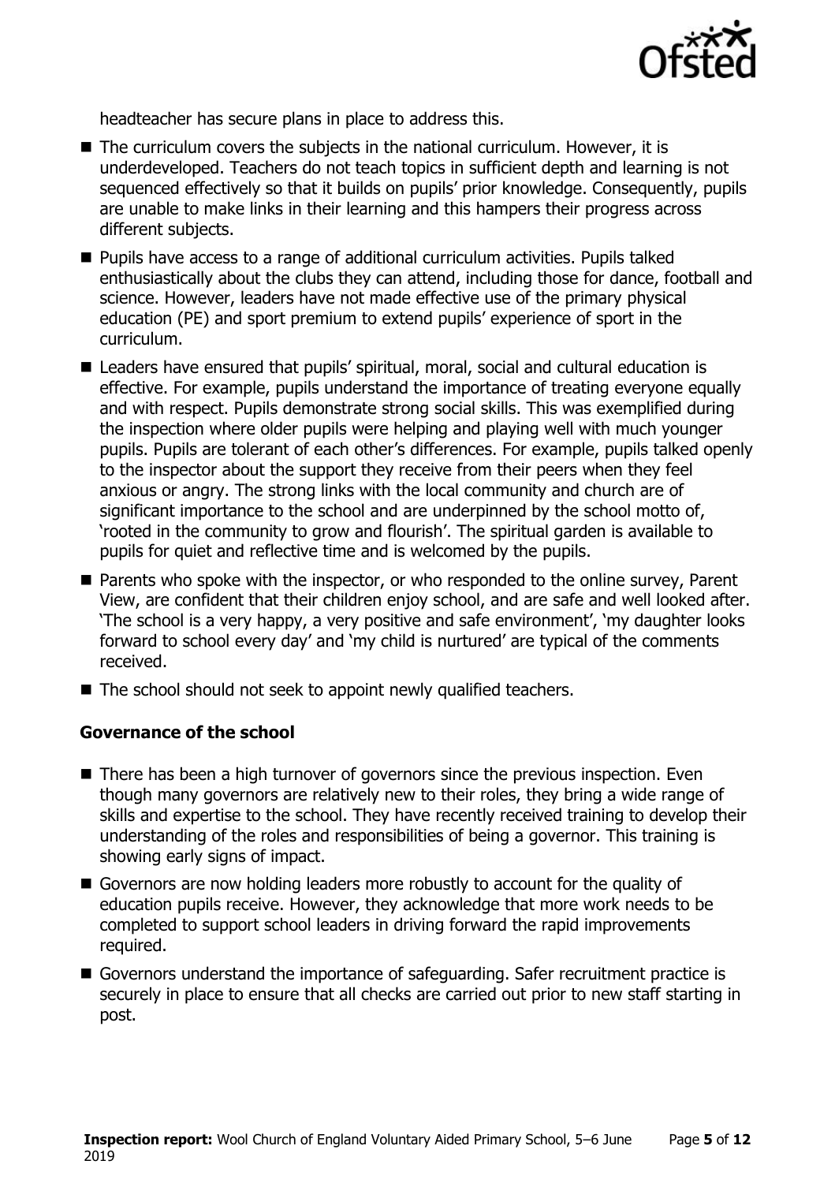headteacher has secure plans in place to address this.

- The curriculum covers the subjects in the national curriculum. However, it is underdeveloped. Teachers do not teach topics in sufficient depth and learning is not sequenced effectively so that it builds on pupils' prior knowledge. Consequently, pupils are unable to make links in their learning and this hampers their progress across different subjects.
- Pupils have access to a range of additional curriculum activities. Pupils talked enthusiastically about the clubs they can attend, including those for dance, football and science. However, leaders have not made effective use of the primary physical education (PE) and sport premium to extend pupils' experience of sport in the curriculum.
- Leaders have ensured that pupils' spiritual, moral, social and cultural education is effective. For example, pupils understand the importance of treating everyone equally and with respect. Pupils demonstrate strong social skills. This was exemplified during the inspection where older pupils were helping and playing well with much younger pupils. Pupils are tolerant of each other's differences. For example, pupils talked openly to the inspector about the support they receive from their peers when they feel anxious or angry. The strong links with the local community and church are of significant importance to the school and are underpinned by the school motto of, 'rooted in the community to grow and flourish'. The spiritual garden is available to pupils for quiet and reflective time and is welcomed by the pupils.
- Parents who spoke with the inspector, or who responded to the online survey, Parent View, are confident that their children enjoy school, and are safe and well looked after. 'The school is a very happy, a very positive and safe environment', 'my daughter looks forward to school every day' and 'my child is nurtured' are typical of the comments received.
- The school should not seek to appoint newly qualified teachers.

### Governance of the school

- There has been a high turnover of governors since the previous inspection. Even though many governors are relatively new to their roles, they bring a wide range of skills and expertise to the school. They have recently received training to develop their understanding of the roles and responsibilities of being a governor. This training is showing early signs of impact.
- Governors are now holding leaders more robustly to account for the quality of education pupils receive. However, they acknowledge that more work needs to be completed to support school leaders in driving forward the rapid improvements required.
- Governors understand the importance of safeguarding. Safer recruitment practice is securely in place to ensure that all checks are carried out prior to new staff starting in post.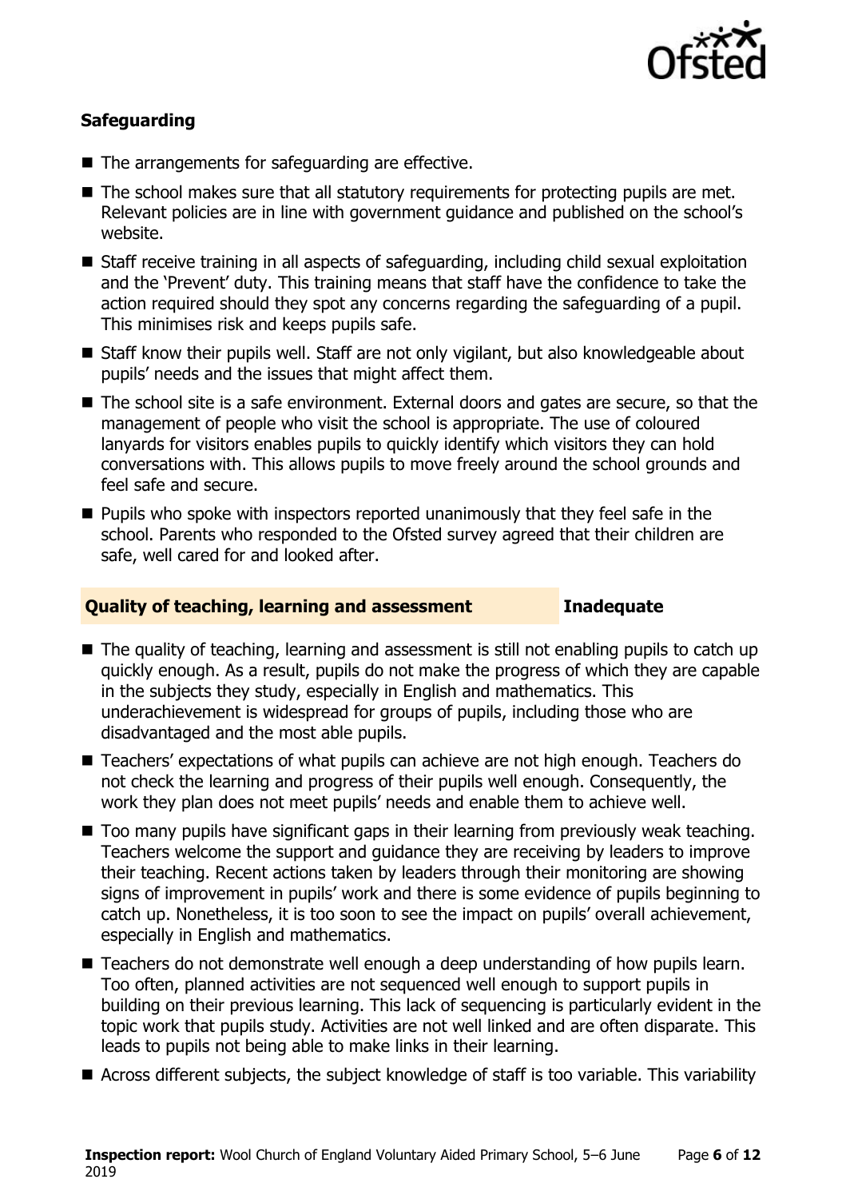### Safeguarding

- The arrangements for safeguarding are effective.
- The school makes sure that all statutory requirements for protecting pupils are met. Relevant policies are in line with government guidance and published on the school's website.
- Staff receive training in all aspects of safeguarding, including child sexual exploitation and the 'Prevent' duty. This training means that staff have the confidence to take the action required should they spot any concerns regarding the safeguarding of a pupil. This minimises risk and keeps pupils safe.
- Staff know their pupils well. Staff are not only vigilant, but also knowledgeable about pupils' needs and the issues that might affect them.
- The school site is a safe environment. External doors and gates are secure, so that the management of people who visit the school is appropriate. The use of coloured lanyards for visitors enables pupils to quickly identify which visitors they can hold conversations with. This allows pupils to move freely around the school grounds and feel safe and secure.
- Pupils who spoke with inspectors reported unanimously that they feel safe in the school. Parents who responded to the Ofsted survey agreed that their children are safe, well cared for and looked after.

| **Quality of teaching, learning and assessment** | **Inadequate** |
|---|---|

- The quality of teaching, learning and assessment is still not enabling pupils to catch up quickly enough. As a result, pupils do not make the progress of which they are capable in the subjects they study, especially in English and mathematics. This underachievement is widespread for groups of pupils, including those who are disadvantaged and the most able pupils.
- Teachers' expectations of what pupils can achieve are not high enough. Teachers do not check the learning and progress of their pupils well enough. Consequently, the work they plan does not meet pupils' needs and enable them to achieve well.
- Too many pupils have significant gaps in their learning from previously weak teaching. Teachers welcome the support and guidance they are receiving by leaders to improve their teaching. Recent actions taken by leaders through their monitoring are showing signs of improvement in pupils' work and there is some evidence of pupils beginning to catch up. Nonetheless, it is too soon to see the impact on pupils' overall achievement, especially in English and mathematics.
- Teachers do not demonstrate well enough a deep understanding of how pupils learn. Too often, planned activities are not sequenced well enough to support pupils in building on their previous learning. This lack of sequencing is particularly evident in the topic work that pupils study. Activities are not well linked and are often disparate. This leads to pupils not being able to make links in their learning.
- Across different subjects, the subject knowledge of staff is too variable. This variability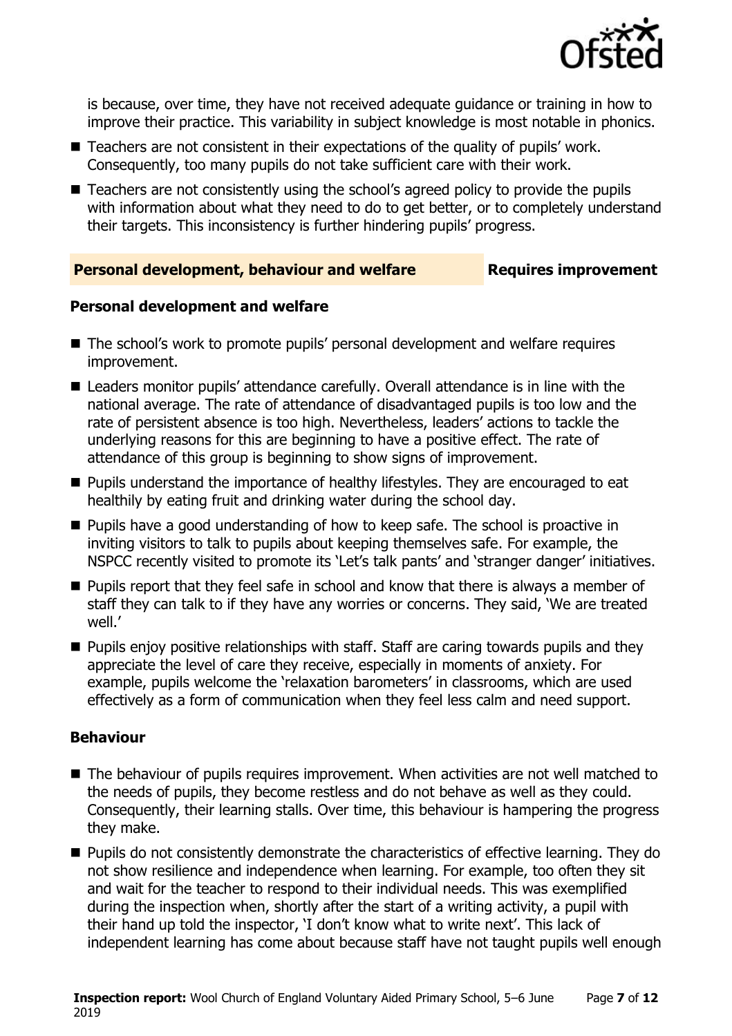is because, over time, they have not received adequate guidance or training in how to improve their practice. This variability in subject knowledge is most notable in phonics.

- Teachers are not consistent in their expectations of the quality of pupils' work. Consequently, too many pupils do not take sufficient care with their work.
- Teachers are not consistently using the school's agreed policy to provide the pupils with information about what they need to do to get better, or to completely understand their targets. This inconsistency is further hindering pupils' progress.

## Personal development, behaviour and welfare — Requires improvement

### Personal development and welfare

- The school's work to promote pupils' personal development and welfare requires improvement.
- Leaders monitor pupils' attendance carefully. Overall attendance is in line with the national average. The rate of attendance of disadvantaged pupils is too low and the rate of persistent absence is too high. Nevertheless, leaders' actions to tackle the underlying reasons for this are beginning to have a positive effect. The rate of attendance of this group is beginning to show signs of improvement.
- Pupils understand the importance of healthy lifestyles. They are encouraged to eat healthily by eating fruit and drinking water during the school day.
- Pupils have a good understanding of how to keep safe. The school is proactive in inviting visitors to talk to pupils about keeping themselves safe. For example, the NSPCC recently visited to promote its 'Let's talk pants' and 'stranger danger' initiatives.
- Pupils report that they feel safe in school and know that there is always a member of staff they can talk to if they have any worries or concerns. They said, 'We are treated well.'
- Pupils enjoy positive relationships with staff. Staff are caring towards pupils and they appreciate the level of care they receive, especially in moments of anxiety. For example, pupils welcome the 'relaxation barometers' in classrooms, which are used effectively as a form of communication when they feel less calm and need support.

### Behaviour

- The behaviour of pupils requires improvement. When activities are not well matched to the needs of pupils, they become restless and do not behave as well as they could. Consequently, their learning stalls. Over time, this behaviour is hampering the progress they make.
- Pupils do not consistently demonstrate the characteristics of effective learning. They do not show resilience and independence when learning. For example, too often they sit and wait for the teacher to respond to their individual needs. This was exemplified during the inspection when, shortly after the start of a writing activity, a pupil with their hand up told the inspector, 'I don't know what to write next'. This lack of independent learning has come about because staff have not taught pupils well enough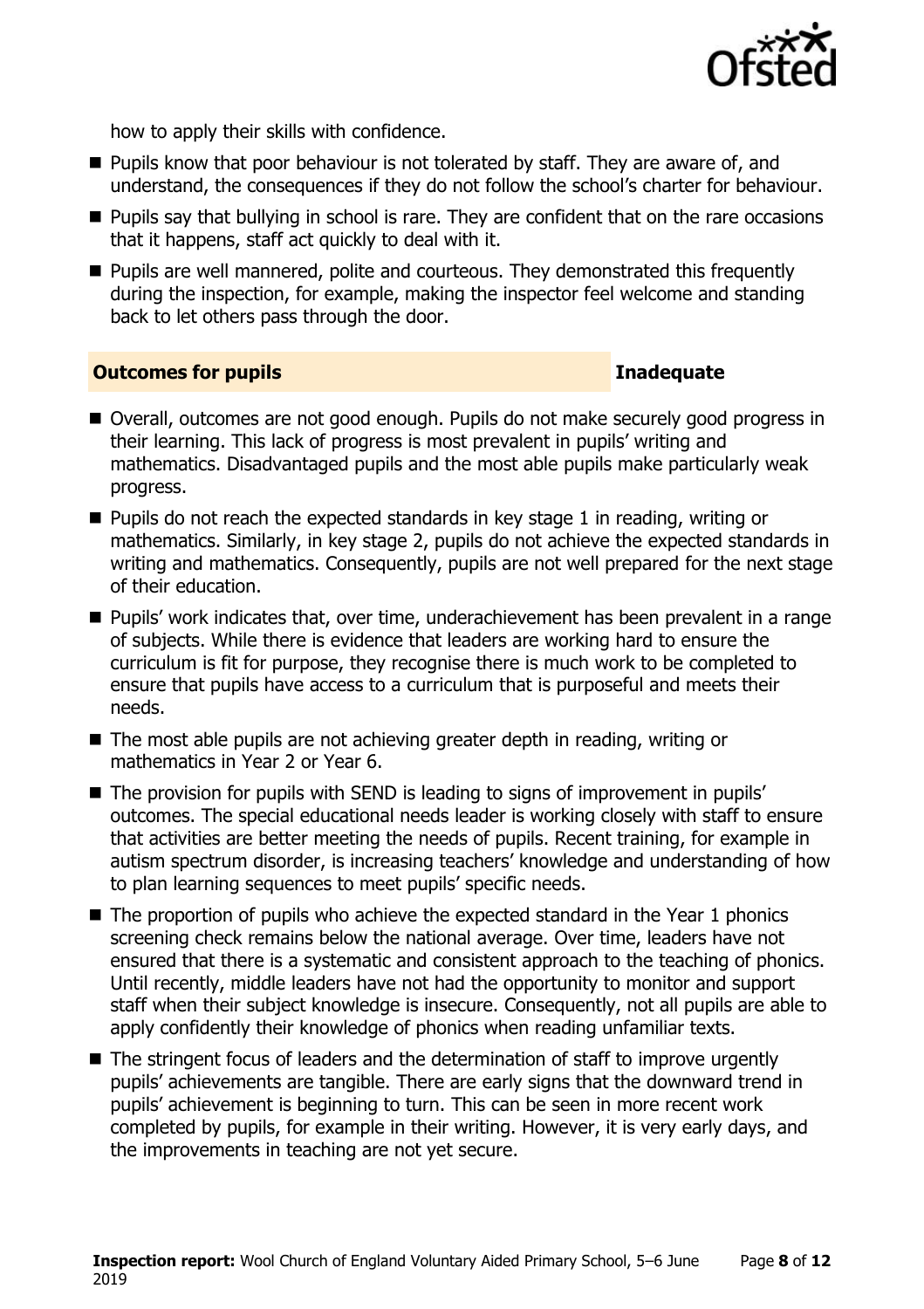how to apply their skills with confidence.

- Pupils know that poor behaviour is not tolerated by staff. They are aware of, and understand, the consequences if they do not follow the school's charter for behaviour.
- Pupils say that bullying in school is rare. They are confident that on the rare occasions that it happens, staff act quickly to deal with it.
- Pupils are well mannered, polite and courteous. They demonstrated this frequently during the inspection, for example, making the inspector feel welcome and standing back to let others pass through the door.

## Outcomes for pupils — Inadequate

- Overall, outcomes are not good enough. Pupils do not make securely good progress in their learning. This lack of progress is most prevalent in pupils' writing and mathematics. Disadvantaged pupils and the most able pupils make particularly weak progress.
- Pupils do not reach the expected standards in key stage 1 in reading, writing or mathematics. Similarly, in key stage 2, pupils do not achieve the expected standards in writing and mathematics. Consequently, pupils are not well prepared for the next stage of their education.
- Pupils' work indicates that, over time, underachievement has been prevalent in a range of subjects. While there is evidence that leaders are working hard to ensure the curriculum is fit for purpose, they recognise there is much work to be completed to ensure that pupils have access to a curriculum that is purposeful and meets their needs.
- The most able pupils are not achieving greater depth in reading, writing or mathematics in Year 2 or Year 6.
- The provision for pupils with SEND is leading to signs of improvement in pupils' outcomes. The special educational needs leader is working closely with staff to ensure that activities are better meeting the needs of pupils. Recent training, for example in autism spectrum disorder, is increasing teachers' knowledge and understanding of how to plan learning sequences to meet pupils' specific needs.
- The proportion of pupils who achieve the expected standard in the Year 1 phonics screening check remains below the national average. Over time, leaders have not ensured that there is a systematic and consistent approach to the teaching of phonics. Until recently, middle leaders have not had the opportunity to monitor and support staff when their subject knowledge is insecure. Consequently, not all pupils are able to apply confidently their knowledge of phonics when reading unfamiliar texts.
- The stringent focus of leaders and the determination of staff to improve urgently pupils' achievements are tangible. There are early signs that the downward trend in pupils' achievement is beginning to turn. This can be seen in more recent work completed by pupils, for example in their writing. However, it is very early days, and the improvements in teaching are not yet secure.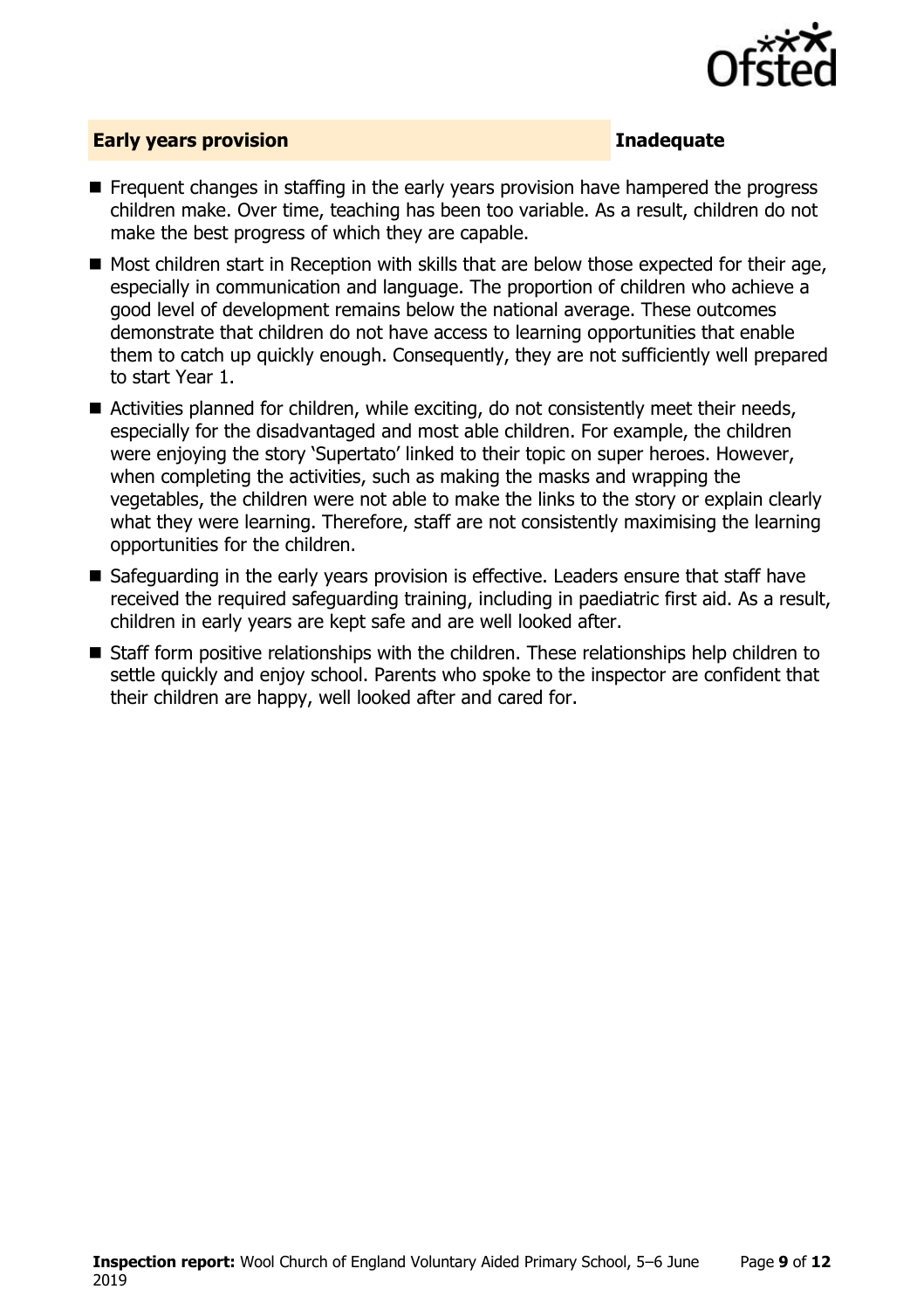## Early years provision — Inadequate

- Frequent changes in staffing in the early years provision have hampered the progress children make. Over time, teaching has been too variable. As a result, children do not make the best progress of which they are capable.
- Most children start in Reception with skills that are below those expected for their age, especially in communication and language. The proportion of children who achieve a good level of development remains below the national average. These outcomes demonstrate that children do not have access to learning opportunities that enable them to catch up quickly enough. Consequently, they are not sufficiently well prepared to start Year 1.
- Activities planned for children, while exciting, do not consistently meet their needs, especially for the disadvantaged and most able children. For example, the children were enjoying the story 'Supertato' linked to their topic on super heroes. However, when completing the activities, such as making the masks and wrapping the vegetables, the children were not able to make the links to the story or explain clearly what they were learning. Therefore, staff are not consistently maximising the learning opportunities for the children.
- Safeguarding in the early years provision is effective. Leaders ensure that staff have received the required safeguarding training, including in paediatric first aid. As a result, children in early years are kept safe and are well looked after.
- Staff form positive relationships with the children. These relationships help children to settle quickly and enjoy school. Parents who spoke to the inspector are confident that their children are happy, well looked after and cared for.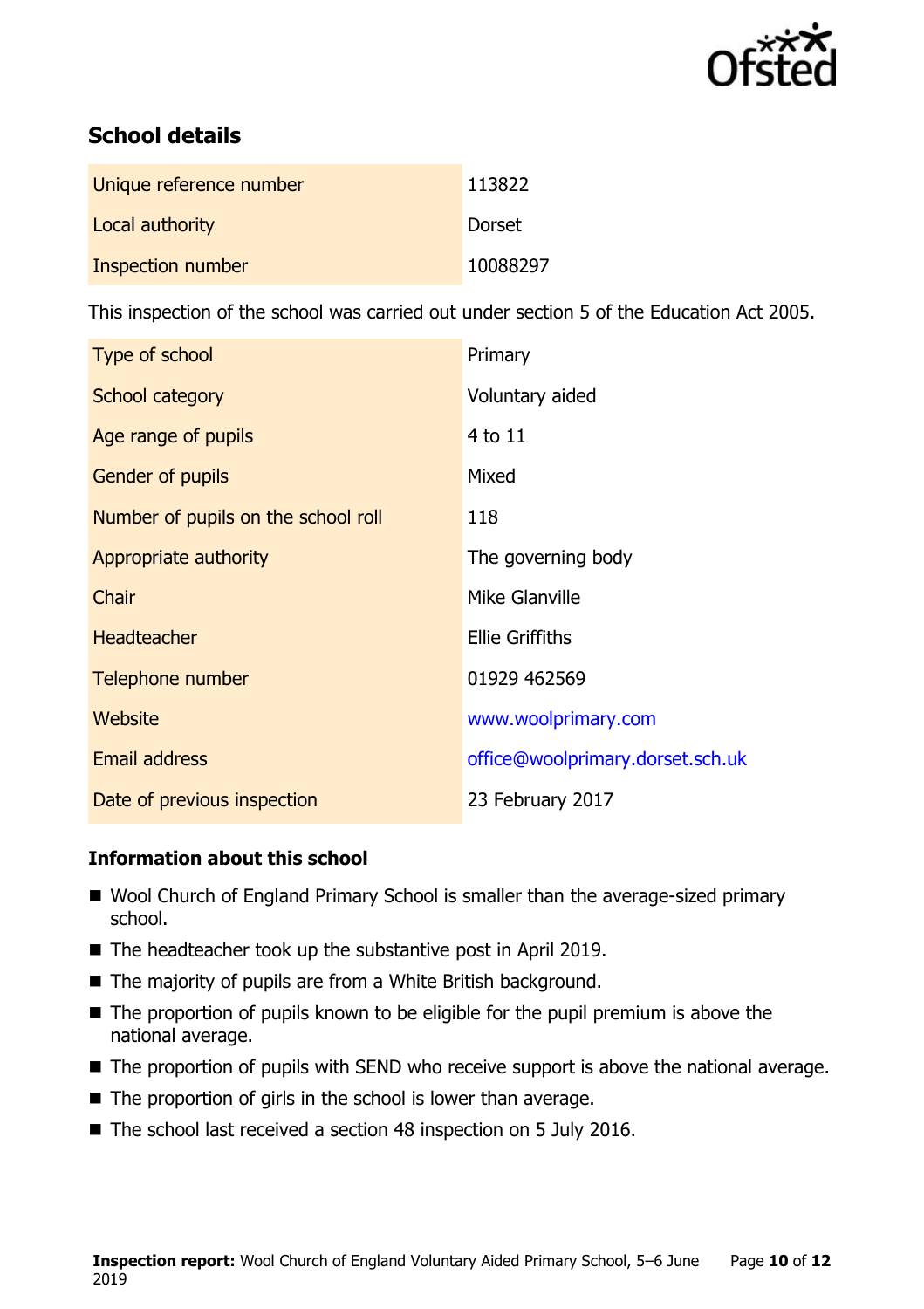## School details

| | |
|---|---|
| Unique reference number | 113822 |
| Local authority | Dorset |
| Inspection number | 10088297 |

This inspection of the school was carried out under section 5 of the Education Act 2005.

| | |
|---|---|
| Type of school | Primary |
| School category | Voluntary aided |
| Age range of pupils | 4 to 11 |
| Gender of pupils | Mixed |
| Number of pupils on the school roll | 118 |
| Appropriate authority | The governing body |
| Chair | Mike Glanville |
| Headteacher | Ellie Griffiths |
| Telephone number | 01929 462569 |
| Website | www.woolprimary.com |
| Email address | office@woolprimary.dorset.sch.uk |
| Date of previous inspection | 23 February 2017 |

### Information about this school

- Wool Church of England Primary School is smaller than the average-sized primary school.
- The headteacher took up the substantive post in April 2019.
- The majority of pupils are from a White British background.
- The proportion of pupils known to be eligible for the pupil premium is above the national average.
- The proportion of pupils with SEND who receive support is above the national average.
- The proportion of girls in the school is lower than average.
- The school last received a section 48 inspection on 5 July 2016.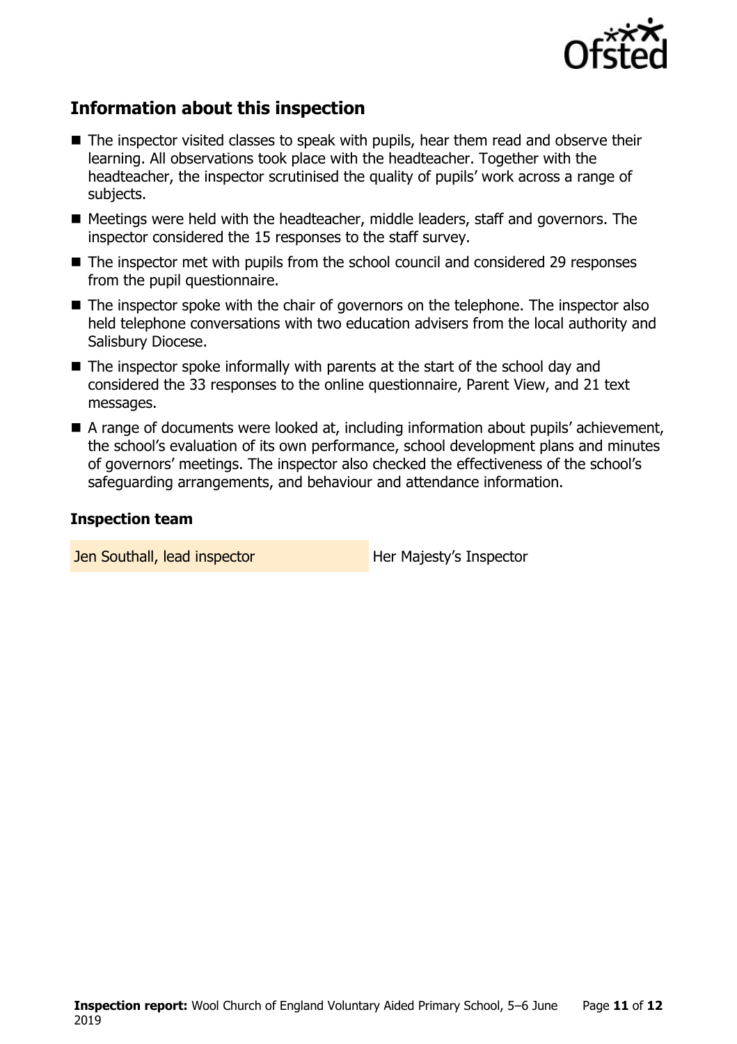## Information about this inspection

- The inspector visited classes to speak with pupils, hear them read and observe their learning. All observations took place with the headteacher. Together with the headteacher, the inspector scrutinised the quality of pupils' work across a range of subjects.
- Meetings were held with the headteacher, middle leaders, staff and governors. The inspector considered the 15 responses to the staff survey.
- The inspector met with pupils from the school council and considered 29 responses from the pupil questionnaire.
- The inspector spoke with the chair of governors on the telephone. The inspector also held telephone conversations with two education advisers from the local authority and Salisbury Diocese.
- The inspector spoke informally with parents at the start of the school day and considered the 33 responses to the online questionnaire, Parent View, and 21 text messages.
- A range of documents were looked at, including information about pupils' achievement, the school's evaluation of its own performance, school development plans and minutes of governors' meetings. The inspector also checked the effectiveness of the school's safeguarding arrangements, and behaviour and attendance information.

### Inspection team

| | |
|---|---|
| Jen Southall, lead inspector | Her Majesty's Inspector |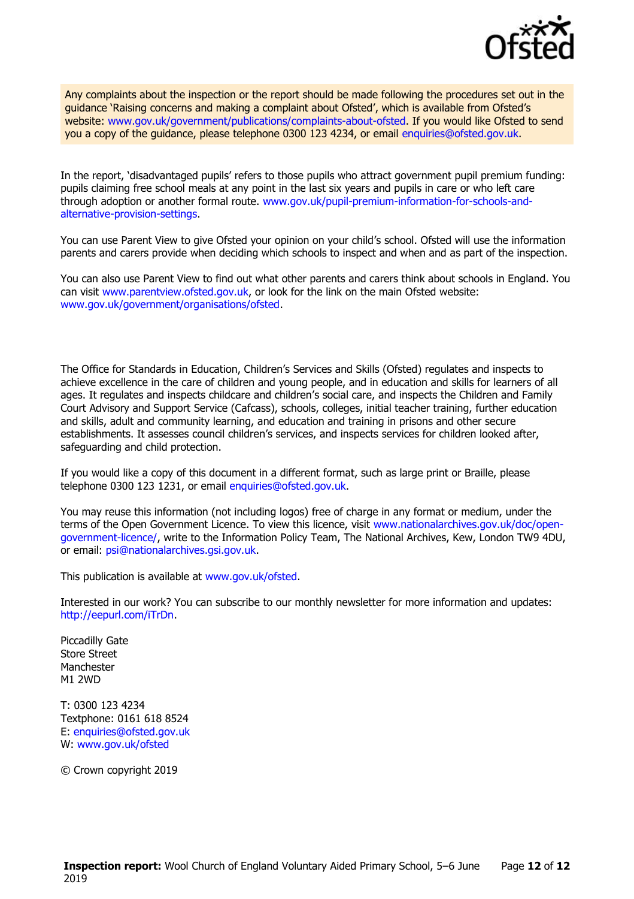Any complaints about the inspection or the report should be made following the procedures set out in the guidance 'Raising concerns and making a complaint about Ofsted', which is available from Ofsted's website: www.gov.uk/government/publications/complaints-about-ofsted. If you would like Ofsted to send you a copy of the guidance, please telephone 0300 123 4234, or email enquiries@ofsted.gov.uk.

In the report, 'disadvantaged pupils' refers to those pupils who attract government pupil premium funding: pupils claiming free school meals at any point in the last six years and pupils in care or who left care through adoption or another formal route. www.gov.uk/pupil-premium-information-for-schools-and-alternative-provision-settings.

You can use Parent View to give Ofsted your opinion on your child's school. Ofsted will use the information parents and carers provide when deciding which schools to inspect and when and as part of the inspection.

You can also use Parent View to find out what other parents and carers think about schools in England. You can visit www.parentview.ofsted.gov.uk, or look for the link on the main Ofsted website: www.gov.uk/government/organisations/ofsted.

The Office for Standards in Education, Children's Services and Skills (Ofsted) regulates and inspects to achieve excellence in the care of children and young people, and in education and skills for learners of all ages. It regulates and inspects childcare and children's social care, and inspects the Children and Family Court Advisory and Support Service (Cafcass), schools, colleges, initial teacher training, further education and skills, adult and community learning, and education and training in prisons and other secure establishments. It assesses council children's services, and inspects services for children looked after, safeguarding and child protection.

If you would like a copy of this document in a different format, such as large print or Braille, please telephone 0300 123 1231, or email enquiries@ofsted.gov.uk.

You may reuse this information (not including logos) free of charge in any format or medium, under the terms of the Open Government Licence. To view this licence, visit www.nationalarchives.gov.uk/doc/open-government-licence/, write to the Information Policy Team, The National Archives, Kew, London TW9 4DU, or email: psi@nationalarchives.gsi.gov.uk.

This publication is available at www.gov.uk/ofsted.

Interested in our work? You can subscribe to our monthly newsletter for more information and updates: http://eepurl.com/iTrDn.

Piccadilly Gate
Store Street
Manchester
M1 2WD

T: 0300 123 4234
Textphone: 0161 618 8524
E: enquiries@ofsted.gov.uk
W: www.gov.uk/ofsted

© Crown copyright 2019